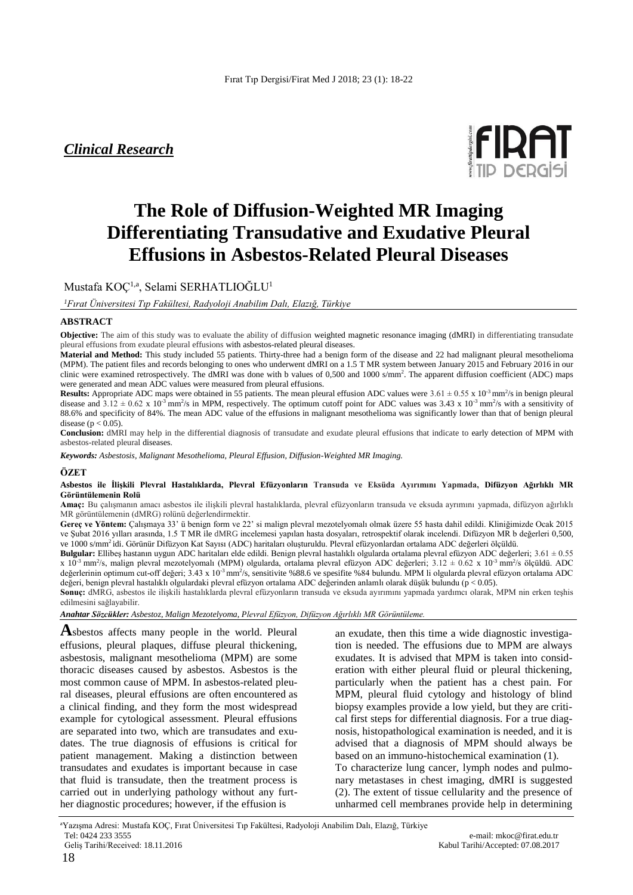*Clinical Research*

# The Role of Diffusion-Weighted MR Imaging Differentiating Transudative and Exudative Pleural Effusions in Asbestos-Related Pleural Diseases

Mustafa KOÇ[1,a], Selami SERHATLIOĞLU[1]

*[1]Fırat Üniversitesi Tıp Fakültesi, Radyoloji Anabilim Dalı, Elazığ, Türkiye*

## ABSTRACT

**Objective:** The aim of this study was to evaluate the ability of diffusion weighted magnetic resonance imaging (dMRI) in differentiating transudate pleural effusions from exudate pleural effusions with asbestos-related pleural diseases.

**Material and Method:** This study included 55 patients. Thirty-three had a benign form of the disease and 22 had malignant pleural mesothelioma (MPM). The patient files and records belonging to ones who underwent dMRI on a 1.5 T MR system between January 2015 and February 2016 in our clinic were examined retrospectively. The dMRI was done with b values of 0,500 and 1000 s/mm$^2$. The apparent diffusion coefficient (ADC) maps were generated and mean ADC values were measured from pleural effusions.

**Results:** Appropriate ADC maps were obtained in 55 patients. The mean pleural effusion ADC values were $3.61 \pm 0.55 \times 10^{-3}$ mm$^2$/s in benign pleural disease and $3.12 \pm 0.62 \times 10^{-3}$ mm$^2$/s in MPM, respectively. The optimum cutoff point for ADC values was $3.43 \times 10^{-3}$ mm$^2$/s with a sensitivity of 88.6% and specificity of 84%. The mean ADC value of the effusions in malignant mesothelioma was significantly lower than that of benign pleural disease ($p < 0.05$).

**Conclusion:** dMRI may help in the differential diagnosis of transudate and exudate pleural effusions that indicate to early detection of MPM with asbestos-related pleural diseases.

***Keywords:*** *Asbestosis, Malignant Mesothelioma, Pleural Effusion, Diffusion-Weighted MR Imaging.*

## ÖZET

**Asbestos ile İlişkili Plevral Hastalıklarda, Plevral Efüzyonların Transuda ve Eksüda Ayırımını Yapmada, Difüzyon Ağırlıklı MR Görüntülemenin Rolü**

**Amaç:** Bu çalışmanın amacı asbestos ile ilişkili plevral hastalıklarda, plevral efüzyonların transuda ve eksuda ayrımını yapmada, difüzyon ağırlıklı MR görüntülemenin (dMRG) rolünü değerlendirmektir.

**Gereç ve Yöntem:** Çalışmaya 33' ü benign form ve 22' si malign plevral mezotelyomalı olmak üzere 55 hasta dahil edildi. Kliniğimizde Ocak 2015 ve Şubat 2016 yılları arasında, 1.5 T MR ile dMRG incelemesi yapılan hasta dosyaları, retrospektif olarak incelendi. Difüzyon MR b değerleri 0,500, ve 1000 s/mm$^2$ idi. Görünür Difüzyon Kat Sayısı (ADC) haritaları oluşturuldu. Plevral efüzyonlardan ortalama ADC değerleri ölçüldü.

**Bulgular:** Ellibeş hastanın uygun ADC haritaları elde edildi. Benign plevral hastalıklı olgularda ortalama plevral efüzyon ADC değerleri; $3.61 \pm 0.55 \times 10^{-3}$ mm$^2$/s, malign plevral mezotelyomalı (MPM) olgularda, ortalama plevral efüzyon ADC değerleri; $3.12 \pm 0.62 \times 10^{-3}$ mm$^2$/s ölçüldü. ADC değerlerinin optimum cut-off değeri; $3.43 \times 10^{-3}$ mm$^2$/s, sensitivite %88.6 ve spesifite %84 bulundu. MPM li olgularda plevral efüzyon ortalama ADC değeri, benign plevral hastalıklı olgulardaki plevral efüzyon ortalama ADC değerinden anlamlı olarak düşük bulundu ($p < 0.05$).

**Sonuç:** dMRG, asbestos ile ilişkili hastalıklarda plevral efüzyonların transuda ve eksuda ayırımını yapmada yardımcı olarak, MPM nin erken teşhis edilmesini sağlayabilir.

***Anahtar Sözcükler:*** *Asbestoz, Malign Mezotelyoma, Plevral Efüzyon, Difüzyon Ağırlıklı MR Görüntüleme.*

Asbestos affects many people in the world. Pleural effusions, pleural plaques, diffuse pleural thickening, asbestosis, malignant mesothelioma (MPM) are some thoracic diseases caused by asbestos. Asbestos is the most common cause of MPM. In asbestos-related pleural diseases, pleural effusions are often encountered as a clinical finding, and they form the most widespread example for cytological assessment. Pleural effusions are separated into two, which are transudates and exudates. The true diagnosis of effusions is critical for patient management. Making a distinction between transudates and exudates is important because in case that fluid is transudate, then the treatment process is carried out in underlying pathology without any further diagnostic procedures; however, if the effusion is an exudate, then this time a wide diagnostic investigation is needed. The effusions due to MPM are always exudates. It is advised that MPM is taken into consideration with either pleural fluid or pleural thickening, particularly when the patient has a chest pain. For MPM, pleural fluid cytology and histology of blind biopsy examples provide a low yield, but they are critical first steps for differential diagnosis. For a true diagnosis, histopathological examination is needed, and it is advised that a diagnosis of MPM should always be based on an immuno-histochemical examination (1).

To characterize lung cancer, lymph nodes and pulmonary metastases in chest imaging, dMRI is suggested (2). The extent of tissue cellularity and the presence of unharmed cell membranes provide help in determining

[a]Yazışma Adresi: Mustafa KOÇ, Fırat Üniversitesi Tıp Fakültesi, Radyoloji Anabilim Dalı, Elazığ, Türkiye
Tel: 0424 233 3555 e-mail: mkoc@firat.edu.tr
Geliş Tarihi/Received: 18.11.2016 Kabul Tarihi/Accepted: 07.08.2017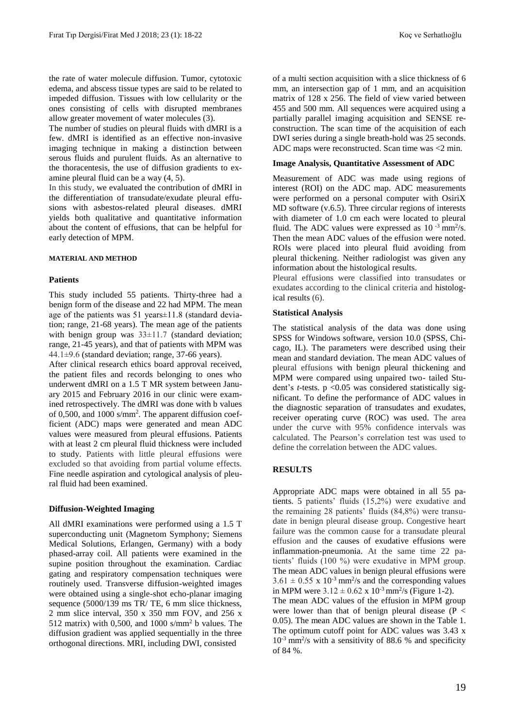the rate of water molecule diffusion. Tumor, cytotoxic edema, and abscess tissue types are said to be related to impeded diffusion. Tissues with low cellularity or the ones consisting of cells with disrupted membranes allow greater movement of water molecules (3).

The number of studies on pleural fluids with dMRI is a few. dMRI is identified as an effective non-invasive imaging technique in making a distinction between serous fluids and purulent fluids. As an alternative to the thoracentesis, the use of diffusion gradients to examine pleural fluid can be a way (4, 5).

In this study, we evaluated the contribution of dMRI in the differentiation of transudate/exudate pleural effusions with asbestos-related pleural diseases. dMRI yields both qualitative and quantitative information about the content of effusions, that can be helpful for early detection of MPM.

## MATERIAL AND METHOD

### Patients

This study included 55 patients. Thirty-three had a benign form of the disease and 22 had MPM. The mean age of the patients was 51 years±11.8 (standard deviation; range, 21-68 years). The mean age of the patients with benign group was 33±11.7 (standard deviation; range, 21-45 years), and that of patients with MPM was 44.1±9.6 (standard deviation; range, 37-66 years).

After clinical research ethics board approval received, the patient files and records belonging to ones who underwent dMRI on a 1.5 T MR system between January 2015 and February 2016 in our clinic were examined retrospectively. The dMRI was done with b values of 0,500, and 1000 s/mm$^2$. The apparent diffusion coefficient (ADC) maps were generated and mean ADC values were measured from pleural effusions. Patients with at least 2 cm pleural fluid thickness were included to study. Patients with little pleural effusions were excluded so that avoiding from partial volume effects. Fine needle aspiration and cytological analysis of pleural fluid had been examined.

### Diffusion-Weighted Imaging

All dMRI examinations were performed using a 1.5 T superconducting unit (Magnetom Symphony; Siemens Medical Solutions, Erlangen, Germany) with a body phased-array coil. All patients were examined in the supine position throughout the examination. Cardiac gating and respiratory compensation techniques were routinely used. Transverse diffusion-weighted images were obtained using a single-shot echo-planar imaging sequence (5000/139 ms TR/ TE, 6 mm slice thickness, 2 mm slice interval, 350 x 350 mm FOV, and 256 x 512 matrix) with 0,500, and 1000 s/mm$^2$ b values. The diffusion gradient was applied sequentially in the three orthogonal directions. MRI, including DWI, consisted of a multi section acquisition with a slice thickness of 6 mm, an intersection gap of 1 mm, and an acquisition matrix of 128 x 256. The field of view varied between 455 and 500 mm. All sequences were acquired using a partially parallel imaging acquisition and SENSE reconstruction. The scan time of the acquisition of each DWI series during a single breath-hold was 25 seconds. ADC maps were reconstructed. Scan time was <2 min.

### Image Analysis, Quantitative Assessment of ADC

Measurement of ADC was made using regions of interest (ROI) on the ADC map. ADC measurements were performed on a personal computer with OsiriX MD software (v.6.5). Three circular regions of interests with diameter of 1.0 cm each were located to pleural fluid. The ADC values were expressed as $10^{-3}$ mm$^2$/s. Then the mean ADC values of the effusion were noted. ROIs were placed into pleural fluid avoiding from pleural thickening. Neither radiologist was given any information about the histological results.

Pleural effusions were classified into transudates or exudates according to the clinical criteria and histological results (6).

### Statistical Analysis

The statistical analysis of the data was done using SPSS for Windows software, version 10.0 (SPSS, Chicago, IL). The parameters were described using their mean and standard deviation. The mean ADC values of pleural effusions with benign pleural thickening and MPM were compared using unpaired two- tailed Student's *t*-tests. $p < 0.05$ was considered statistically significant. To define the performance of ADC values in the diagnostic separation of transudates and exudates, receiver operating curve (ROC) was used. The area under the curve with 95% confidence intervals was calculated. The Pearson's correlation test was used to define the correlation between the ADC values.

## RESULTS

Appropriate ADC maps were obtained in all 55 patients. 5 patients' fluids (15,2%) were exudative and the remaining 28 patients' fluids (84,8%) were transudate in benign pleural disease group. Congestive heart failure was the common cause for a transudate pleural effusion and the causes of exudative effusions were inflammation-pneumonia. At the same time 22 patients' fluids (100 %) were exudative in MPM group. The mean ADC values in benign pleural effusions were $3.61 \pm 0.55 \times 10^{-3}$ mm$^2$/s and the corresponding values in MPM were $3.12 \pm 0.62 \times 10^{-3}$ mm$^2$/s (Figure 1-2).

The mean ADC values of the effusion in MPM group were lower than that of benign pleural disease ($P < 0.05$). The mean ADC values are shown in the Table 1. The optimum cutoff point for ADC values was $3.43 \times 10^{-3}$ mm$^2$/s with a sensitivity of 88.6 % and specificity of 84 %.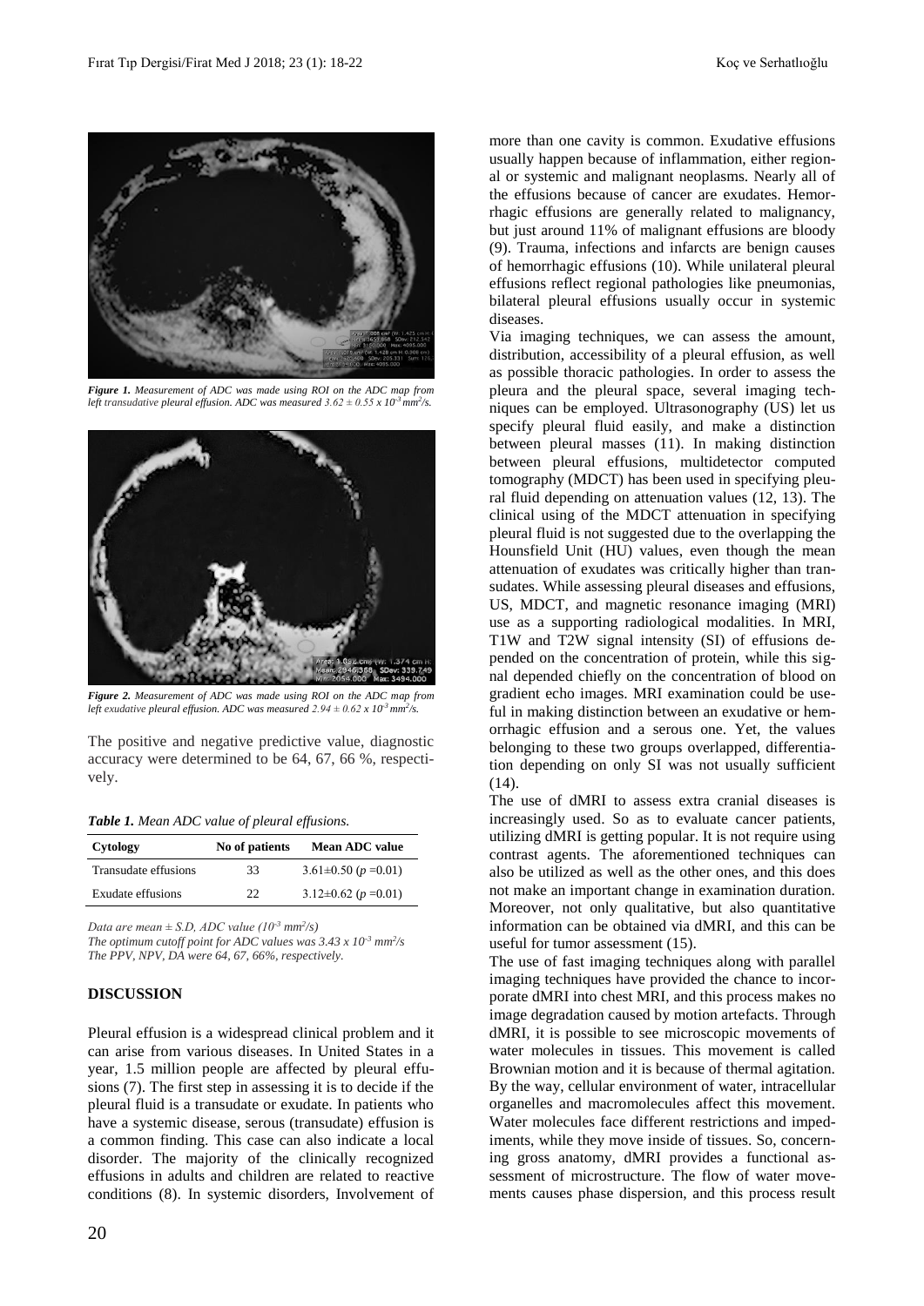*Figure 1. Measurement of ADC was made using ROI on the ADC map from left transudative pleural effusion. ADC was measured $3.62 \pm 0.55 \times 10^{-3}$ mm$^2$/s.*

*Figure 2. Measurement of ADC was made using ROI on the ADC map from left exudative pleural effusion. ADC was measured $2.94 \pm 0.62 \times 10^{-3}$ mm$^2$/s.*

The positive and negative predictive value, diagnostic accuracy were determined to be 64, 67, 66 %, respectively.

*Table 1. Mean ADC value of pleural effusions.*

| Cytology | No of patients | Mean ADC value |
|---|---|---|
| Transudate effusions | 33 | 3.61±0.50 ($p$ =0.01) |
| Exudate effusions | 22 | 3.12±0.62 ($p$ =0.01) |

*Data are mean ± S.D, ADC value ($10^{-3}$ mm$^2$/s)*
*The optimum cutoff point for ADC values was $3.43 \times 10^{-3}$ mm$^2$/s*
*The PPV, NPV, DA were 64, 67, 66%, respectively.*

## DISCUSSION

Pleural effusion is a widespread clinical problem and it can arise from various diseases. In United States in a year, 1.5 million people are affected by pleural effusions (7). The first step in assessing it is to decide if the pleural fluid is a transudate or exudate. In patients who have a systemic disease, serous (transudate) effusion is a common finding. This case can also indicate a local disorder. The majority of the clinically recognized effusions in adults and children are related to reactive conditions (8). In systemic disorders, Involvement of more than one cavity is common. Exudative effusions usually happen because of inflammation, either regional or systemic and malignant neoplasms. Nearly all of the effusions because of cancer are exudates. Hemorrhagic effusions are generally related to malignancy, but just around 11% of malignant effusions are bloody (9). Trauma, infections and infarcts are benign causes of hemorrhagic effusions (10). While unilateral pleural effusions reflect regional pathologies like pneumonias, bilateral pleural effusions usually occur in systemic diseases.

Via imaging techniques, we can assess the amount, distribution, accessibility of a pleural effusion, as well as possible thoracic pathologies. In order to assess the pleura and the pleural space, several imaging techniques can be employed. Ultrasonography (US) let us specify pleural fluid easily, and make a distinction between pleural masses (11). In making distinction between pleural effusions, multidetector computed tomography (MDCT) has been used in specifying pleural fluid depending on attenuation values (12, 13). The clinical using of the MDCT attenuation in specifying pleural fluid is not suggested due to the overlapping the Hounsfield Unit (HU) values, even though the mean attenuation of exudates was critically higher than transudates. While assessing pleural diseases and effusions, US, MDCT, and magnetic resonance imaging (MRI) use as a supporting radiological modalities. In MRI, T1W and T2W signal intensity (SI) of effusions depended on the concentration of protein, while this signal depended chiefly on the concentration of blood on gradient echo images. MRI examination could be useful in making distinction between an exudative or hemorrhagic effusion and a serous one. Yet, the values belonging to these two groups overlapped, differentiation depending on only SI was not usually sufficient (14).

The use of dMRI to assess extra cranial diseases is increasingly used. So as to evaluate cancer patients, utilizing dMRI is getting popular. It is not require using contrast agents. The aforementioned techniques can also be utilized as well as the other ones, and this does not make an important change in examination duration. Moreover, not only qualitative, but also quantitative information can be obtained via dMRI, and this can be useful for tumor assessment (15).

The use of fast imaging techniques along with parallel imaging techniques have provided the chance to incorporate dMRI into chest MRI, and this process makes no image degradation caused by motion artefacts. Through dMRI, it is possible to see microscopic movements of water molecules in tissues. This movement is called Brownian motion and it is because of thermal agitation. By the way, cellular environment of water, intracellular organelles and macromolecules affect this movement. Water molecules face different restrictions and impediments, while they move inside of tissues. So, concerning gross anatomy, dMRI provides a functional assessment of microstructure. The flow of water movements causes phase dispersion, and this process result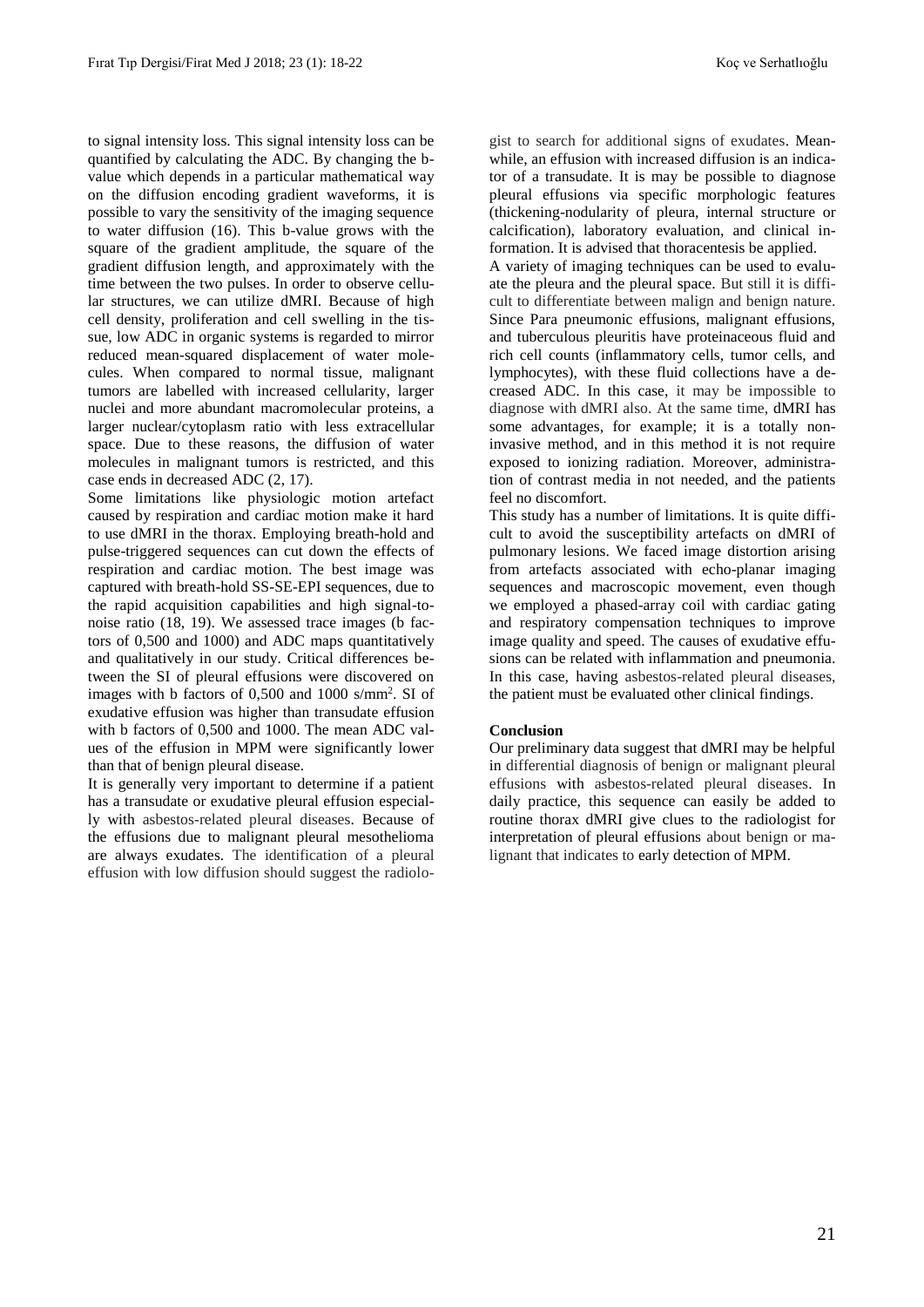to signal intensity loss. This signal intensity loss can be quantified by calculating the ADC. By changing the b-value which depends in a particular mathematical way on the diffusion encoding gradient waveforms, it is possible to vary the sensitivity of the imaging sequence to water diffusion (16). This b-value grows with the square of the gradient amplitude, the square of the gradient diffusion length, and approximately with the time between the two pulses. In order to observe cellular structures, we can utilize dMRI. Because of high cell density, proliferation and cell swelling in the tissue, low ADC in organic systems is regarded to mirror reduced mean-squared displacement of water molecules. When compared to normal tissue, malignant tumors are labelled with increased cellularity, larger nuclei and more abundant macromolecular proteins, a larger nuclear/cytoplasm ratio with less extracellular space. Due to these reasons, the diffusion of water molecules in malignant tumors is restricted, and this case ends in decreased ADC (2, 17).

Some limitations like physiologic motion artefact caused by respiration and cardiac motion make it hard to use dMRI in the thorax. Employing breath-hold and pulse-triggered sequences can cut down the effects of respiration and cardiac motion. The best image was captured with breath-hold SS-SE-EPI sequences, due to the rapid acquisition capabilities and high signal-to-noise ratio (18, 19). We assessed trace images (b factors of 0,500 and 1000) and ADC maps quantitatively and qualitatively in our study. Critical differences between the SI of pleural effusions were discovered on images with b factors of 0,500 and 1000 s/mm$^2$. SI of exudative effusion was higher than transudate effusion with b factors of 0,500 and 1000. The mean ADC values of the effusion in MPM were significantly lower than that of benign pleural disease.

It is generally very important to determine if a patient has a transudate or exudative pleural effusion especially with asbestos-related pleural diseases. Because of the effusions due to malignant pleural mesothelioma are always exudates. The identification of a pleural effusion with low diffusion should suggest the radiologist to search for additional signs of exudates. Meanwhile, an effusion with increased diffusion is an indicator of a transudate. It is may be possible to diagnose pleural effusions via specific morphologic features (thickening-nodularity of pleura, internal structure or calcification), laboratory evaluation, and clinical information. It is advised that thoracentesis be applied.

A variety of imaging techniques can be used to evaluate the pleura and the pleural space. But still it is difficult to differentiate between malign and benign nature. Since Para pneumonic effusions, malignant effusions, and tuberculous pleuritis have proteinaceous fluid and rich cell counts (inflammatory cells, tumor cells, and lymphocytes), with these fluid collections have a decreased ADC. In this case, it may be impossible to diagnose with dMRI also. At the same time, dMRI has some advantages, for example; it is a totally non-invasive method, and in this method it is not require exposed to ionizing radiation. Moreover, administration of contrast media in not needed, and the patients feel no discomfort.

This study has a number of limitations. It is quite difficult to avoid the susceptibility artefacts on dMRI of pulmonary lesions. We faced image distortion arising from artefacts associated with echo-planar imaging sequences and macroscopic movement, even though we employed a phased-array coil with cardiac gating and respiratory compensation techniques to improve image quality and speed. The causes of exudative effusions can be related with inflammation and pneumonia. In this case, having asbestos-related pleural diseases, the patient must be evaluated other clinical findings.

**Conclusion**

Our preliminary data suggest that dMRI may be helpful in differential diagnosis of benign or malignant pleural effusions with asbestos-related pleural diseases. In daily practice, this sequence can easily be added to routine thorax dMRI give clues to the radiologist for interpretation of pleural effusions about benign or malignant that indicates to early detection of MPM.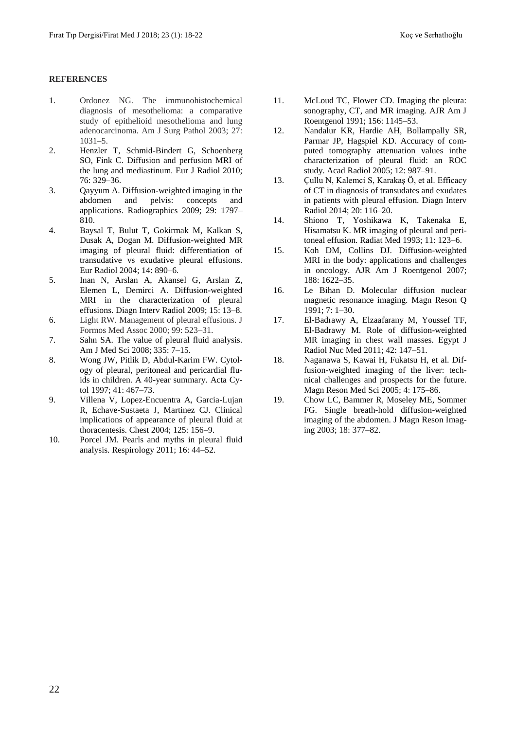**REFERENCES**

1. Ordonez NG. The immunohistochemical diagnosis of mesothelioma: a comparative study of epithelioid mesothelioma and lung adenocarcinoma. Am J Surg Pathol 2003; 27: 1031–5.
2. Henzler T, Schmid-Bindert G, Schoenberg SO, Fink C. Diffusion and perfusion MRI of the lung and mediastinum. Eur J Radiol 2010; 76: 329–36.
3. Qayyum A. Diffusion-weighted imaging in the abdomen and pelvis: concepts and applications. Radiographics 2009; 29: 1797–810.
4. Baysal T, Bulut T, Gokirmak M, Kalkan S, Dusak A, Dogan M. Diffusion-weighted MR imaging of pleural fluid: differentiation of transudative vs exudative pleural effusions. Eur Radiol 2004; 14: 890–6.
5. Inan N, Arslan A, Akansel G, Arslan Z, Elemen L, Demirci A. Diffusion-weighted MRI in the characterization of pleural effusions. Diagn Interv Radiol 2009; 15: 13–8.
6. Light RW. Management of pleural effusions. J Formos Med Assoc 2000; 99: 523–31.
7. Sahn SA. The value of pleural fluid analysis. Am J Med Sci 2008; 335: 7–15.
8. Wong JW, Pitlik D, Abdul-Karim FW. Cytology of pleural, peritoneal and pericardial fluids in children. A 40-year summary. Acta Cytol 1997; 41: 467–73.
9. Villena V, Lopez-Encuentra A, Garcia-Lujan R, Echave-Sustaeta J, Martinez CJ. Clinical implications of appearance of pleural fluid at thoracentesis. Chest 2004; 125: 156–9.
10. Porcel JM. Pearls and myths in pleural fluid analysis. Respirology 2011; 16: 44–52.
11. McLoud TC, Flower CD. Imaging the pleura: sonography, CT, and MR imaging. AJR Am J Roentgenol 1991; 156: 1145–53.
12. Nandalur KR, Hardie AH, Bollampally SR, Parmar JP, Hagspiel KD. Accuracy of computed tomography attenuation values inthe characterization of pleural fluid: an ROC study. Acad Radiol 2005; 12: 987–91.
13. Çullu N, Kalemci S, Karakaş Ö, et al. Efficacy of CT in diagnosis of transudates and exudates in patients with pleural effusion. Diagn Interv Radiol 2014; 20: 116–20.
14. Shiono T, Yoshikawa K, Takenaka E, Hisamatsu K. MR imaging of pleural and peritoneal effusion. Radiat Med 1993; 11: 123–6.
15. Koh DM, Collins DJ. Diffusion-weighted MRI in the body: applications and challenges in oncology. AJR Am J Roentgenol 2007; 188: 1622–35.
16. Le Bihan D. Molecular diffusion nuclear magnetic resonance imaging. Magn Reson Q 1991; 7: 1–30.
17. El-Badrawy A, Elzaafarany M, Youssef TF, El-Badrawy M. Role of diffusion-weighted MR imaging in chest wall masses. Egypt J Radiol Nuc Med 2011; 42: 147–51.
18. Naganawa S, Kawai H, Fukatsu H, et al. Diffusion-weighted imaging of the liver: technical challenges and prospects for the future. Magn Reson Med Sci 2005; 4: 175–86.
19. Chow LC, Bammer R, Moseley ME, Sommer FG. Single breath-hold diffusion-weighted imaging of the abdomen. J Magn Reson Imaging 2003; 18: 377–82.